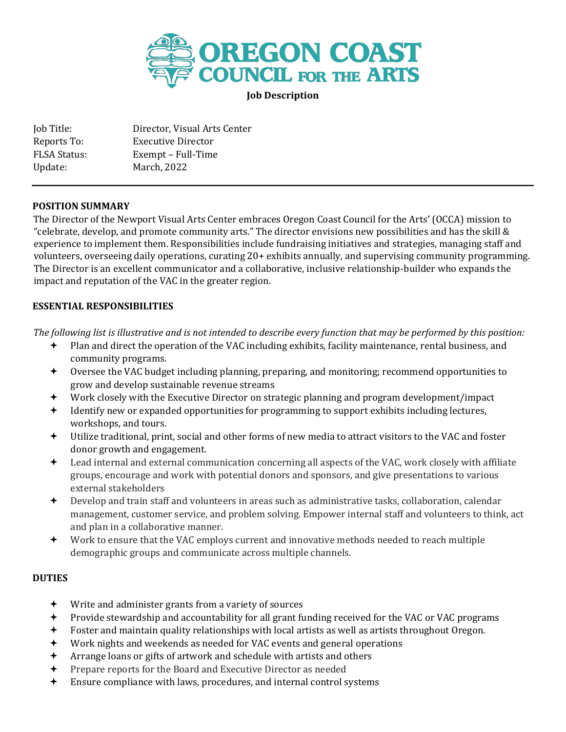# OREGON COAST COUNCIL FOR THE ARTS

**Job Description**

| | |
|---|---|
| Job Title: | Director, Visual Arts Center |
| Reports To: | Executive Director |
| FLSA Status: | Exempt – Full-Time |
| Update: | March, 2022 |

---

## POSITION SUMMARY

The Director of the Newport Visual Arts Center embraces Oregon Coast Council for the Arts' (OCCA) mission to "celebrate, develop, and promote community arts." The director envisions new possibilities and has the skill & experience to implement them. Responsibilities include fundraising initiatives and strategies, managing staff and volunteers, overseeing daily operations, curating 20+ exhibits annually, and supervising community programming. The Director is an excellent communicator and a collaborative, inclusive relationship-builder who expands the impact and reputation of the VAC in the greater region.

## ESSENTIAL RESPONSIBILITIES

*The following list is illustrative and is not intended to describe every function that may be performed by this position:*

- Plan and direct the operation of the VAC including exhibits, facility maintenance, rental business, and community programs.
- Oversee the VAC budget including planning, preparing, and monitoring; recommend opportunities to grow and develop sustainable revenue streams
- Work closely with the Executive Director on strategic planning and program development/impact
- Identify new or expanded opportunities for programming to support exhibits including lectures, workshops, and tours.
- Utilize traditional, print, social and other forms of new media to attract visitors to the VAC and foster donor growth and engagement.
- Lead internal and external communication concerning all aspects of the VAC, work closely with affiliate groups, encourage and work with potential donors and sponsors, and give presentations to various external stakeholders
- Develop and train staff and volunteers in areas such as administrative tasks, collaboration, calendar management, customer service, and problem solving. Empower internal staff and volunteers to think, act and plan in a collaborative manner.
- Work to ensure that the VAC employs current and innovative methods needed to reach multiple demographic groups and communicate across multiple channels.

## DUTIES

- Write and administer grants from a variety of sources
- Provide stewardship and accountability for all grant funding received for the VAC or VAC programs
- Foster and maintain quality relationships with local artists as well as artists throughout Oregon.
- Work nights and weekends as needed for VAC events and general operations
- Arrange loans or gifts of artwork and schedule with artists and others
- Prepare reports for the Board and Executive Director as needed
- Ensure compliance with laws, procedures, and internal control systems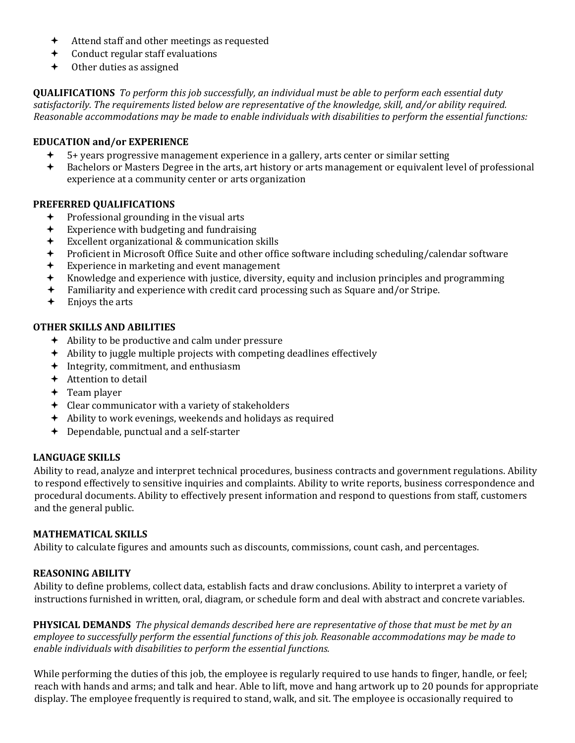- Attend staff and other meetings as requested
- Conduct regular staff evaluations
- Other duties as assigned

**QUALIFICATIONS** *To perform this job successfully, an individual must be able to perform each essential duty satisfactorily. The requirements listed below are representative of the knowledge, skill, and/or ability required. Reasonable accommodations may be made to enable individuals with disabilities to perform the essential functions:*

**EDUCATION and/or EXPERIENCE**

- 5+ years progressive management experience in a gallery, arts center or similar setting
- Bachelors or Masters Degree in the arts, art history or arts management or equivalent level of professional experience at a community center or arts organization

**PREFERRED QUALIFICATIONS**

- Professional grounding in the visual arts
- Experience with budgeting and fundraising
- Excellent organizational & communication skills
- Proficient in Microsoft Office Suite and other office software including scheduling/calendar software
- Experience in marketing and event management
- Knowledge and experience with justice, diversity, equity and inclusion principles and programming
- Familiarity and experience with credit card processing such as Square and/or Stripe.
- Enjoys the arts

**OTHER SKILLS AND ABILITIES**

- Ability to be productive and calm under pressure
- Ability to juggle multiple projects with competing deadlines effectively
- Integrity, commitment, and enthusiasm
- Attention to detail
- Team player
- Clear communicator with a variety of stakeholders
- Ability to work evenings, weekends and holidays as required
- Dependable, punctual and a self-starter

**LANGUAGE SKILLS**

Ability to read, analyze and interpret technical procedures, business contracts and government regulations. Ability to respond effectively to sensitive inquiries and complaints. Ability to write reports, business correspondence and procedural documents. Ability to effectively present information and respond to questions from staff, customers and the general public.

**MATHEMATICAL SKILLS**

Ability to calculate figures and amounts such as discounts, commissions, count cash, and percentages.

**REASONING ABILITY**

Ability to define problems, collect data, establish facts and draw conclusions. Ability to interpret a variety of instructions furnished in written, oral, diagram, or schedule form and deal with abstract and concrete variables.

**PHYSICAL DEMANDS** *The physical demands described here are representative of those that must be met by an employee to successfully perform the essential functions of this job. Reasonable accommodations may be made to enable individuals with disabilities to perform the essential functions.*

While performing the duties of this job, the employee is regularly required to use hands to finger, handle, or feel; reach with hands and arms; and talk and hear. Able to lift, move and hang artwork up to 20 pounds for appropriate display. The employee frequently is required to stand, walk, and sit. The employee is occasionally required to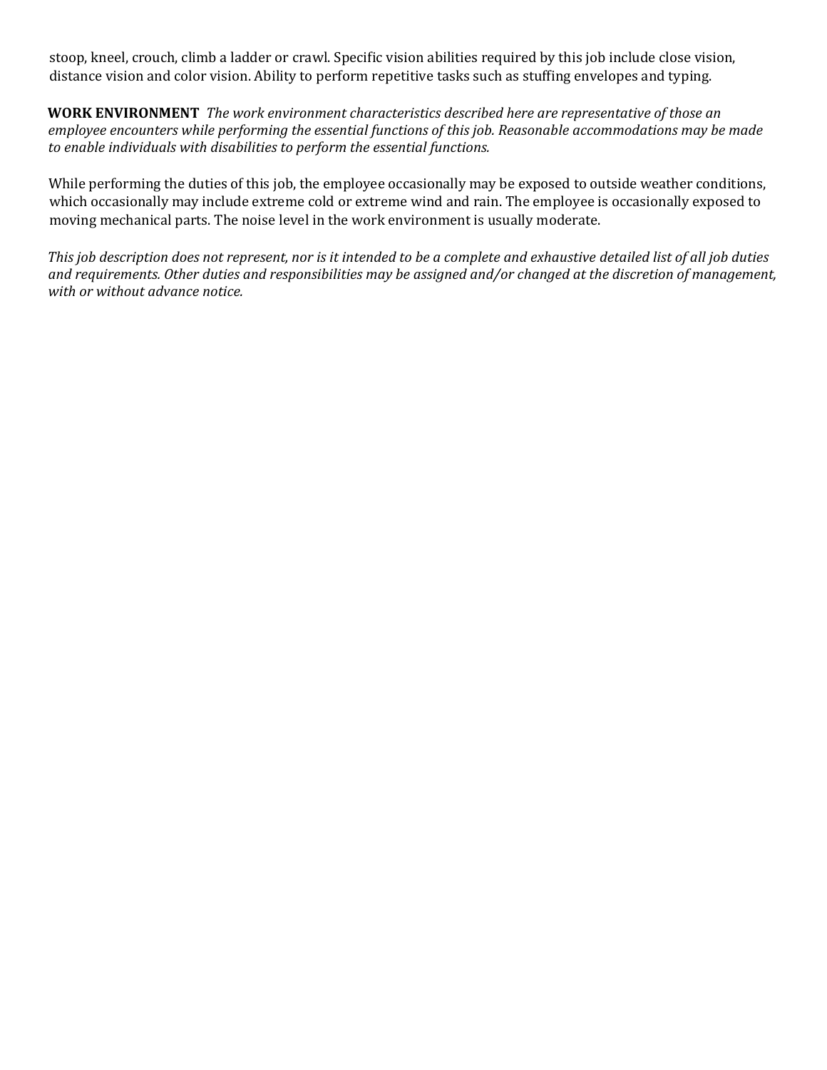stoop, kneel, crouch, climb a ladder or crawl. Specific vision abilities required by this job include close vision, distance vision and color vision. Ability to perform repetitive tasks such as stuffing envelopes and typing.

**WORK ENVIRONMENT** *The work environment characteristics described here are representative of those an employee encounters while performing the essential functions of this job. Reasonable accommodations may be made to enable individuals with disabilities to perform the essential functions.*

While performing the duties of this job, the employee occasionally may be exposed to outside weather conditions, which occasionally may include extreme cold or extreme wind and rain. The employee is occasionally exposed to moving mechanical parts. The noise level in the work environment is usually moderate.

*This job description does not represent, nor is it intended to be a complete and exhaustive detailed list of all job duties and requirements. Other duties and responsibilities may be assigned and/or changed at the discretion of management, with or without advance notice.*